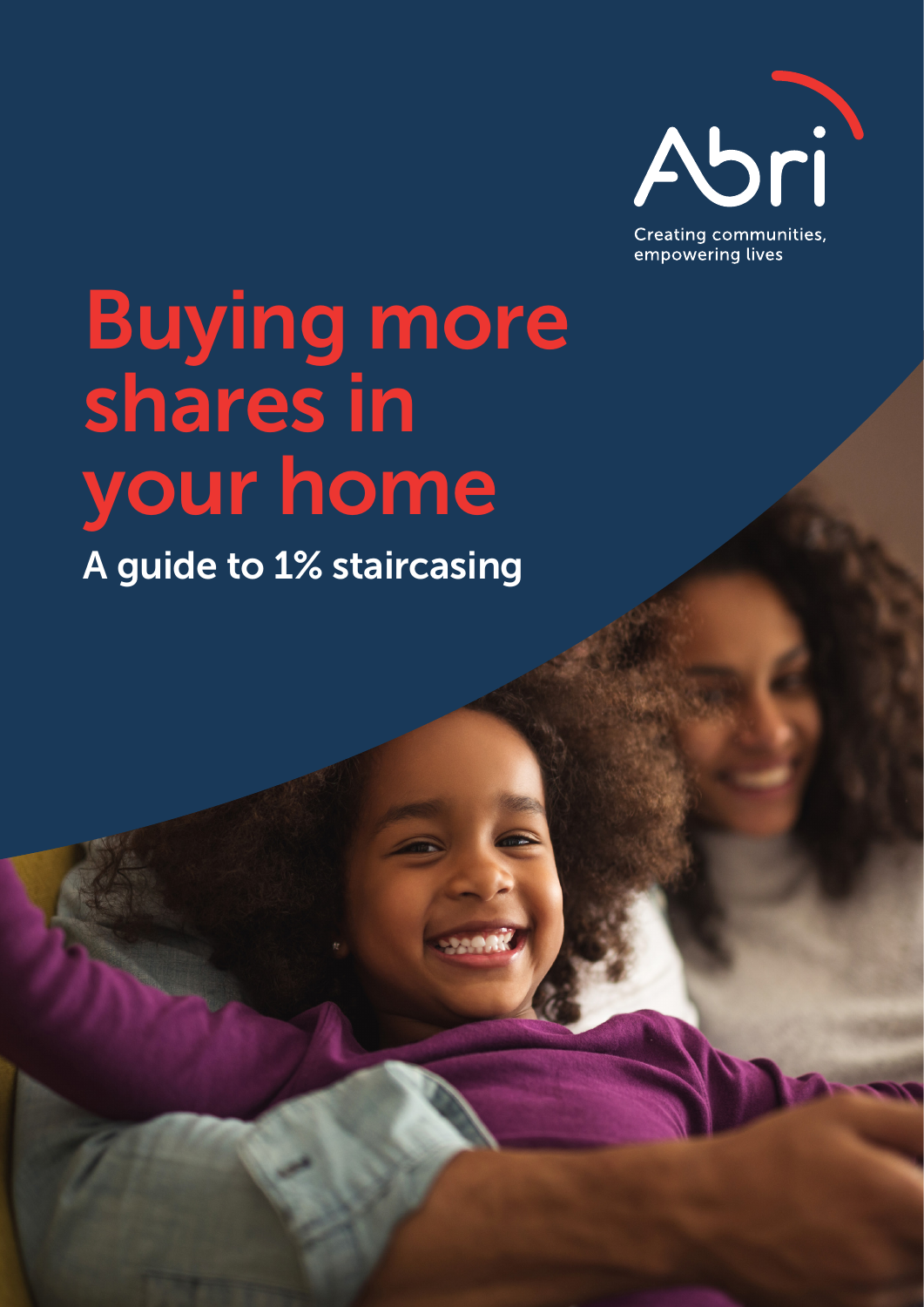Abri

Creating communities, empowering lives

# Buying more shares in your home

## A guide to 1% staircasing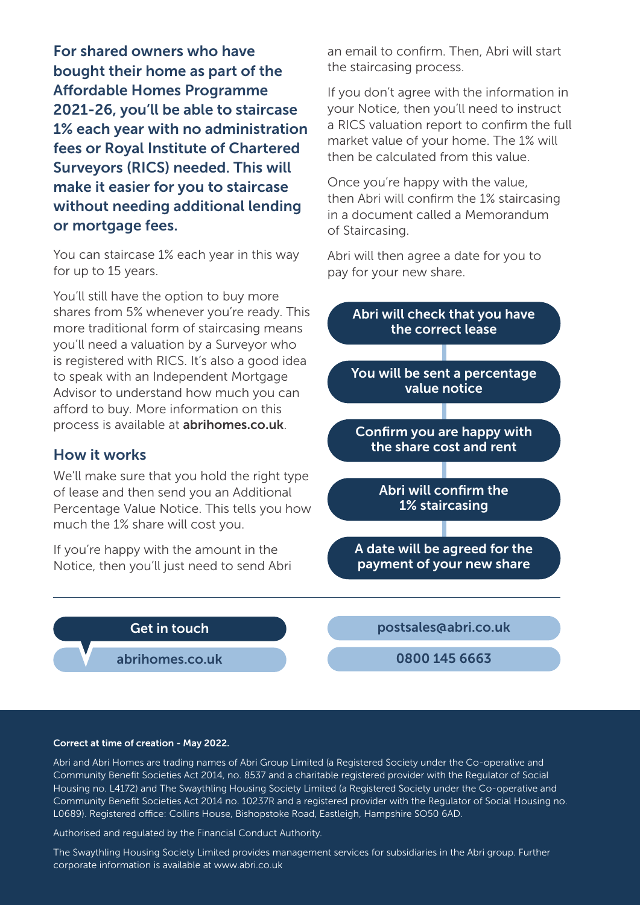**For shared owners who have bought their home as part of the Affordable Homes Programme 2021-26, you'll be able to staircase 1% each year with no administration fees or Royal Institute of Chartered Surveyors (RICS) needed. This will make it easier for you to staircase without needing additional lending or mortgage fees.**

You can staircase 1% each year in this way for up to 15 years.

You'll still have the option to buy more shares from 5% whenever you're ready. This more traditional form of staircasing means you'll need a valuation by a Surveyor who is registered with RICS. It's also a good idea to speak with an Independent Mortgage Advisor to understand how much you can afford to buy. More information on this process is available at **abrihomes.co.uk**.

## How it works

We'll make sure that you hold the right type of lease and then send you an Additional Percentage Value Notice. This tells you how much the 1% share will cost you.

If you're happy with the amount in the Notice, then you'll just need to send Abri an email to confirm. Then, Abri will start the staircasing process.

If you don't agree with the information in your Notice, then you'll need to instruct a RICS valuation report to confirm the full market value of your home. The 1% will then be calculated from this value.

Once you're happy with the value, then Abri will confirm the 1% staircasing in a document called a Memorandum of Staircasing.

Abri will then agree a date for you to pay for your new share.

**Abri will check that you have the correct lease**

**You will be sent a percentage value notice**

**Confirm you are happy with the share cost and rent**

**Abri will confirm the 1% staircasing**

**A date will be agreed for the payment of your new share**

**Get in touch**

**abrihomes.co.uk**

**postsales@abri.co.uk**

**0800 145 6663**

**Correct at time of creation - May 2022.**

Abri and Abri Homes are trading names of Abri Group Limited (a Registered Society under the Co-operative and Community Benefit Societies Act 2014, no. 8537 and a charitable registered provider with the Regulator of Social Housing no. L4172) and The Swaythling Housing Society Limited (a Registered Society under the Co-operative and Community Benefit Societies Act 2014 no. 10237R and a registered provider with the Regulator of Social Housing no. L0689). Registered office: Collins House, Bishopstoke Road, Eastleigh, Hampshire SO50 6AD.

Authorised and regulated by the Financial Conduct Authority.

The Swaythling Housing Society Limited provides management services for subsidiaries in the Abri group. Further corporate information is available at www.abri.co.uk